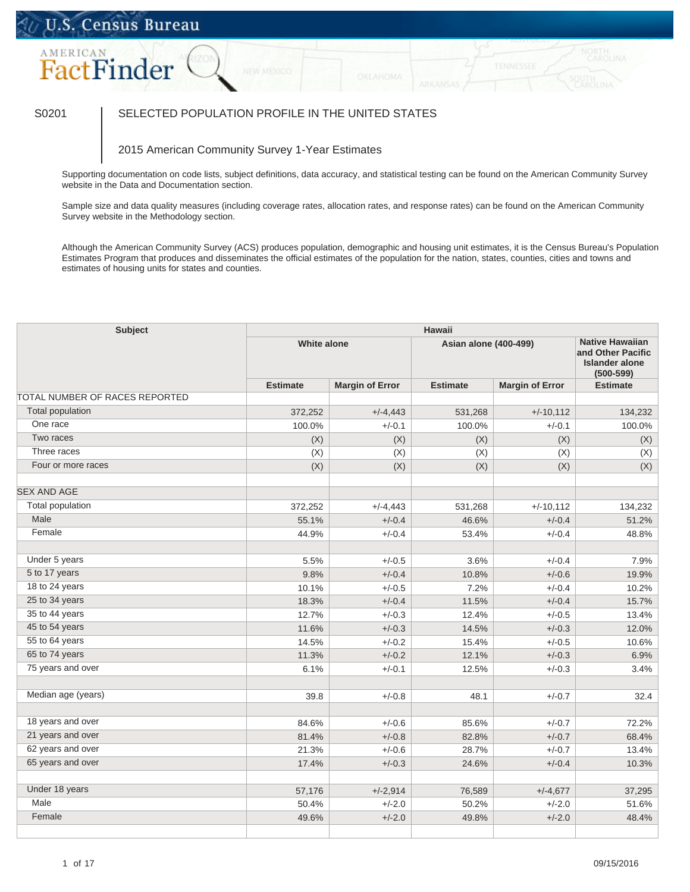S0201 SELECTED POPULATION PROFILE IN THE UNITED STATES

2015 American Community Survey 1-Year Estimates

Supporting documentation on code lists, subject definitions, data accuracy, and statistical testing can be found on the American Community Survey website in the Data and Documentation section.

Sample size and data quality measures (including coverage rates, allocation rates, and response rates) can be found on the American Community Survey website in the Methodology section.

Although the American Community Survey (ACS) produces population, demographic and housing unit estimates, it is the Census Bureau's Population Estimates Program that produces and disseminates the official estimates of the population for the nation, states, counties, cities and towns and estimates of housing units for states and counties.

| Subject | Hawaii | | | | |
|---|---|---|---|---|---|
| | White alone | | Asian alone (400-499) | | Native Hawaiian and Other Pacific Islander alone (500-599) |
| | Estimate | Margin of Error | Estimate | Margin of Error | Estimate |
| TOTAL NUMBER OF RACES REPORTED | | | | | |
| Total population | 372,252 | +/-4,443 | 531,268 | +/-10,112 | 134,232 |
| One race | 100.0% | +/-0.1 | 100.0% | +/-0.1 | 100.0% |
| Two races | (X) | (X) | (X) | (X) | (X) |
| Three races | (X) | (X) | (X) | (X) | (X) |
| Four or more races | (X) | (X) | (X) | (X) | (X) |
| | | | | | |
| SEX AND AGE | | | | | |
| Total population | 372,252 | +/-4,443 | 531,268 | +/-10,112 | 134,232 |
| Male | 55.1% | +/-0.4 | 46.6% | +/-0.4 | 51.2% |
| Female | 44.9% | +/-0.4 | 53.4% | +/-0.4 | 48.8% |
| | | | | | |
| Under 5 years | 5.5% | +/-0.5 | 3.6% | +/-0.4 | 7.9% |
| 5 to 17 years | 9.8% | +/-0.4 | 10.8% | +/-0.6 | 19.9% |
| 18 to 24 years | 10.1% | +/-0.5 | 7.2% | +/-0.4 | 10.2% |
| 25 to 34 years | 18.3% | +/-0.4 | 11.5% | +/-0.4 | 15.7% |
| 35 to 44 years | 12.7% | +/-0.3 | 12.4% | +/-0.5 | 13.4% |
| 45 to 54 years | 11.6% | +/-0.3 | 14.5% | +/-0.3 | 12.0% |
| 55 to 64 years | 14.5% | +/-0.2 | 15.4% | +/-0.5 | 10.6% |
| 65 to 74 years | 11.3% | +/-0.2 | 12.1% | +/-0.3 | 6.9% |
| 75 years and over | 6.1% | +/-0.1 | 12.5% | +/-0.3 | 3.4% |
| | | | | | |
| Median age (years) | 39.8 | +/-0.8 | 48.1 | +/-0.7 | 32.4 |
| | | | | | |
| 18 years and over | 84.6% | +/-0.6 | 85.6% | +/-0.7 | 72.2% |
| 21 years and over | 81.4% | +/-0.8 | 82.8% | +/-0.7 | 68.4% |
| 62 years and over | 21.3% | +/-0.6 | 28.7% | +/-0.7 | 13.4% |
| 65 years and over | 17.4% | +/-0.3 | 24.6% | +/-0.4 | 10.3% |
| | | | | | |
| Under 18 years | 57,176 | +/-2,914 | 76,589 | +/-4,677 | 37,295 |
| Male | 50.4% | +/-2.0 | 50.2% | +/-2.0 | 51.6% |
| Female | 49.6% | +/-2.0 | 49.8% | +/-2.0 | 48.4% |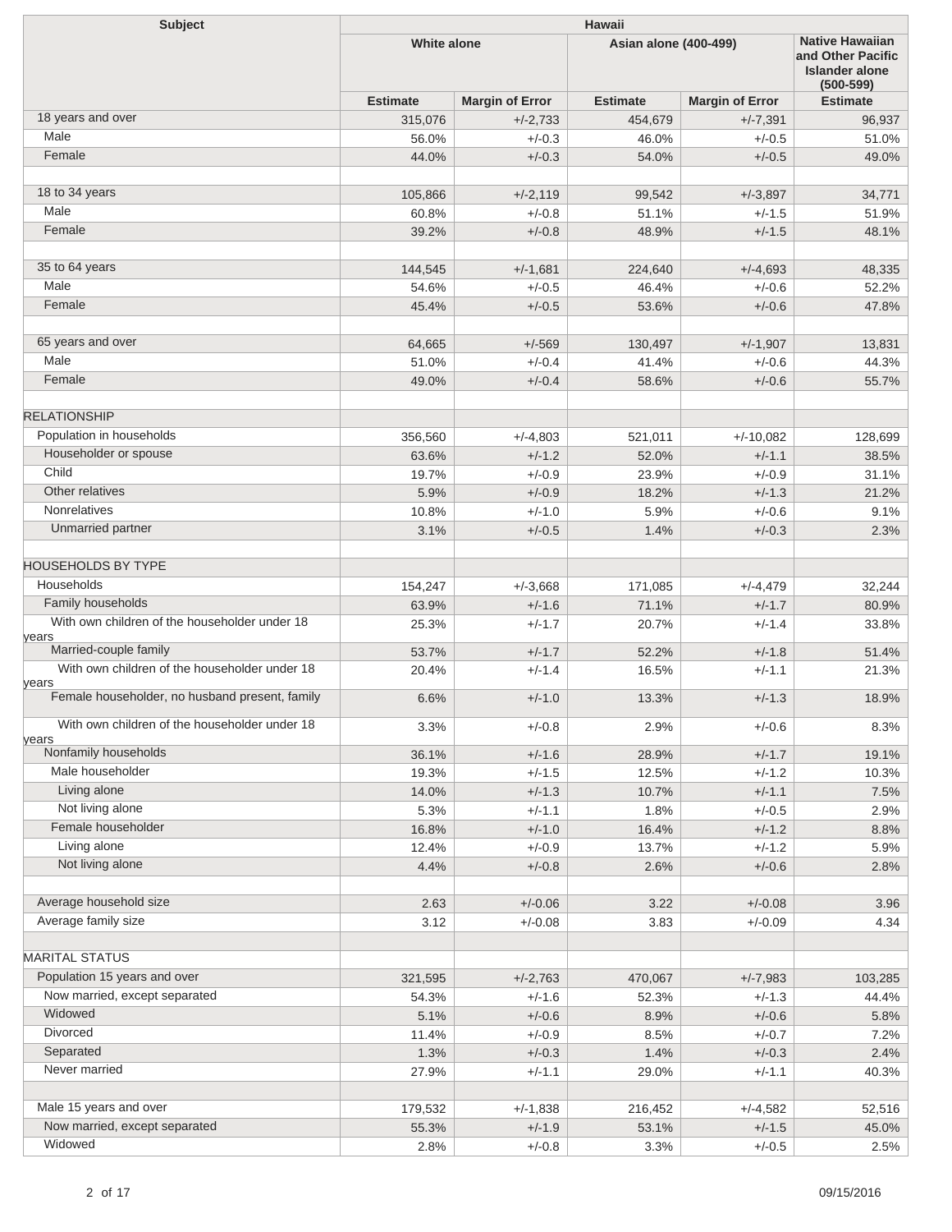| Subject | Hawaii | | | | |
|---|---|---|---|---|---|
| | White alone | | Asian alone (400-499) | | Native Hawaiian and Other Pacific Islander alone (500-599) |
| | Estimate | Margin of Error | Estimate | Margin of Error | Estimate |
| 18 years and over | 315,076 | +/-2,733 | 454,679 | +/-7,391 | 96,937 |
| Male | 56.0% | +/-0.3 | 46.0% | +/-0.5 | 51.0% |
| Female | 44.0% | +/-0.3 | 54.0% | +/-0.5 | 49.0% |
| | | | | | |
| 18 to 34 years | 105,866 | +/-2,119 | 99,542 | +/-3,897 | 34,771 |
| Male | 60.8% | +/-0.8 | 51.1% | +/-1.5 | 51.9% |
| Female | 39.2% | +/-0.8 | 48.9% | +/-1.5 | 48.1% |
| | | | | | |
| 35 to 64 years | 144,545 | +/-1,681 | 224,640 | +/-4,693 | 48,335 |
| Male | 54.6% | +/-0.5 | 46.4% | +/-0.6 | 52.2% |
| Female | 45.4% | +/-0.5 | 53.6% | +/-0.6 | 47.8% |
| | | | | | |
| 65 years and over | 64,665 | +/-569 | 130,497 | +/-1,907 | 13,831 |
| Male | 51.0% | +/-0.4 | 41.4% | +/-0.6 | 44.3% |
| Female | 49.0% | +/-0.4 | 58.6% | +/-0.6 | 55.7% |
| | | | | | |
| RELATIONSHIP | | | | | |
| Population in households | 356,560 | +/-4,803 | 521,011 | +/-10,082 | 128,699 |
| Householder or spouse | 63.6% | +/-1.2 | 52.0% | +/-1.1 | 38.5% |
| Child | 19.7% | +/-0.9 | 23.9% | +/-0.9 | 31.1% |
| Other relatives | 5.9% | +/-0.9 | 18.2% | +/-1.3 | 21.2% |
| Nonrelatives | 10.8% | +/-1.0 | 5.9% | +/-0.6 | 9.1% |
| Unmarried partner | 3.1% | +/-0.5 | 1.4% | +/-0.3 | 2.3% |
| | | | | | |
| HOUSEHOLDS BY TYPE | | | | | |
| Households | 154,247 | +/-3,668 | 171,085 | +/-4,479 | 32,244 |
| Family households | 63.9% | +/-1.6 | 71.1% | +/-1.7 | 80.9% |
| With own children of the householder under 18 years | 25.3% | +/-1.7 | 20.7% | +/-1.4 | 33.8% |
| Married-couple family | 53.7% | +/-1.7 | 52.2% | +/-1.8 | 51.4% |
| With own children of the householder under 18 years | 20.4% | +/-1.4 | 16.5% | +/-1.1 | 21.3% |
| Female householder, no husband present, family | 6.6% | +/-1.0 | 13.3% | +/-1.3 | 18.9% |
| With own children of the householder under 18 years | 3.3% | +/-0.8 | 2.9% | +/-0.6 | 8.3% |
| Nonfamily households | 36.1% | +/-1.6 | 28.9% | +/-1.7 | 19.1% |
| Male householder | 19.3% | +/-1.5 | 12.5% | +/-1.2 | 10.3% |
| Living alone | 14.0% | +/-1.3 | 10.7% | +/-1.1 | 7.5% |
| Not living alone | 5.3% | +/-1.1 | 1.8% | +/-0.5 | 2.9% |
| Female householder | 16.8% | +/-1.0 | 16.4% | +/-1.2 | 8.8% |
| Living alone | 12.4% | +/-0.9 | 13.7% | +/-1.2 | 5.9% |
| Not living alone | 4.4% | +/-0.8 | 2.6% | +/-0.6 | 2.8% |
| | | | | | |
| Average household size | 2.63 | +/-0.06 | 3.22 | +/-0.08 | 3.96 |
| Average family size | 3.12 | +/-0.08 | 3.83 | +/-0.09 | 4.34 |
| | | | | | |
| MARITAL STATUS | | | | | |
| Population 15 years and over | 321,595 | +/-2,763 | 470,067 | +/-7,983 | 103,285 |
| Now married, except separated | 54.3% | +/-1.6 | 52.3% | +/-1.3 | 44.4% |
| Widowed | 5.1% | +/-0.6 | 8.9% | +/-0.6 | 5.8% |
| Divorced | 11.4% | +/-0.9 | 8.5% | +/-0.7 | 7.2% |
| Separated | 1.3% | +/-0.3 | 1.4% | +/-0.3 | 2.4% |
| Never married | 27.9% | +/-1.1 | 29.0% | +/-1.1 | 40.3% |
| | | | | | |
| Male 15 years and over | 179,532 | +/-1,838 | 216,452 | +/-4,582 | 52,516 |
| Now married, except separated | 55.3% | +/-1.9 | 53.1% | +/-1.5 | 45.0% |
| Widowed | 2.8% | +/-0.8 | 3.3% | +/-0.5 | 2.5% |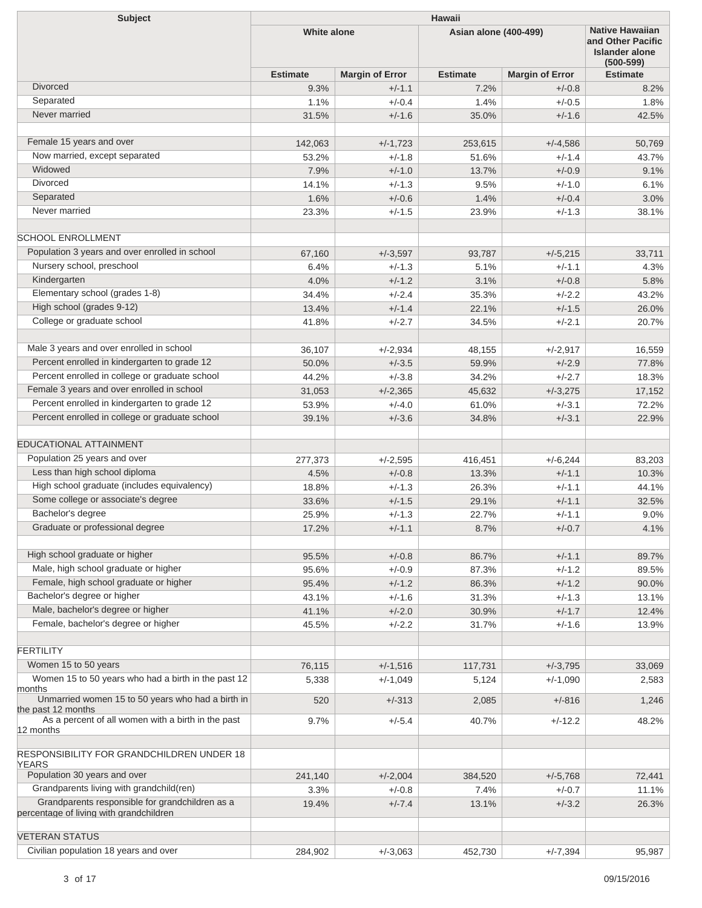| Subject | Hawaii | | | | |
|---|---|---|---|---|---|
| | White alone | | Asian alone (400-499) | | Native Hawaiian and Other Pacific Islander alone (500-599) |
| | Estimate | Margin of Error | Estimate | Margin of Error | Estimate |
| Divorced | 9.3% | +/-1.1 | 7.2% | +/-0.8 | 8.2% |
| Separated | 1.1% | +/-0.4 | 1.4% | +/-0.5 | 1.8% |
| Never married | 31.5% | +/-1.6 | 35.0% | +/-1.6 | 42.5% |
| | | | | | |
| Female 15 years and over | 142,063 | +/-1,723 | 253,615 | +/-4,586 | 50,769 |
| Now married, except separated | 53.2% | +/-1.8 | 51.6% | +/-1.4 | 43.7% |
| Widowed | 7.9% | +/-1.0 | 13.7% | +/-0.9 | 9.1% |
| Divorced | 14.1% | +/-1.3 | 9.5% | +/-1.0 | 6.1% |
| Separated | 1.6% | +/-0.6 | 1.4% | +/-0.4 | 3.0% |
| Never married | 23.3% | +/-1.5 | 23.9% | +/-1.3 | 38.1% |
| | | | | | |
| SCHOOL ENROLLMENT | | | | | |
| Population 3 years and over enrolled in school | 67,160 | +/-3,597 | 93,787 | +/-5,215 | 33,711 |
| Nursery school, preschool | 6.4% | +/-1.3 | 5.1% | +/-1.1 | 4.3% |
| Kindergarten | 4.0% | +/-1.2 | 3.1% | +/-0.8 | 5.8% |
| Elementary school (grades 1-8) | 34.4% | +/-2.4 | 35.3% | +/-2.2 | 43.2% |
| High school (grades 9-12) | 13.4% | +/-1.4 | 22.1% | +/-1.5 | 26.0% |
| College or graduate school | 41.8% | +/-2.7 | 34.5% | +/-2.1 | 20.7% |
| | | | | | |
| Male 3 years and over enrolled in school | 36,107 | +/-2,934 | 48,155 | +/-2,917 | 16,559 |
| Percent enrolled in kindergarten to grade 12 | 50.0% | +/-3.5 | 59.9% | +/-2.9 | 77.8% |
| Percent enrolled in college or graduate school | 44.2% | +/-3.8 | 34.2% | +/-2.7 | 18.3% |
| Female 3 years and over enrolled in school | 31,053 | +/-2,365 | 45,632 | +/-3,275 | 17,152 |
| Percent enrolled in kindergarten to grade 12 | 53.9% | +/-4.0 | 61.0% | +/-3.1 | 72.2% |
| Percent enrolled in college or graduate school | 39.1% | +/-3.6 | 34.8% | +/-3.1 | 22.9% |
| | | | | | |
| EDUCATIONAL ATTAINMENT | | | | | |
| Population 25 years and over | 277,373 | +/-2,595 | 416,451 | +/-6,244 | 83,203 |
| Less than high school diploma | 4.5% | +/-0.8 | 13.3% | +/-1.1 | 10.3% |
| High school graduate (includes equivalency) | 18.8% | +/-1.3 | 26.3% | +/-1.1 | 44.1% |
| Some college or associate's degree | 33.6% | +/-1.5 | 29.1% | +/-1.1 | 32.5% |
| Bachelor's degree | 25.9% | +/-1.3 | 22.7% | +/-1.1 | 9.0% |
| Graduate or professional degree | 17.2% | +/-1.1 | 8.7% | +/-0.7 | 4.1% |
| | | | | | |
| High school graduate or higher | 95.5% | +/-0.8 | 86.7% | +/-1.1 | 89.7% |
| Male, high school graduate or higher | 95.6% | +/-0.9 | 87.3% | +/-1.2 | 89.5% |
| Female, high school graduate or higher | 95.4% | +/-1.2 | 86.3% | +/-1.2 | 90.0% |
| Bachelor's degree or higher | 43.1% | +/-1.6 | 31.3% | +/-1.3 | 13.1% |
| Male, bachelor's degree or higher | 41.1% | +/-2.0 | 30.9% | +/-1.7 | 12.4% |
| Female, bachelor's degree or higher | 45.5% | +/-2.2 | 31.7% | +/-1.6 | 13.9% |
| | | | | | |
| FERTILITY | | | | | |
| Women 15 to 50 years | 76,115 | +/-1,516 | 117,731 | +/-3,795 | 33,069 |
| Women 15 to 50 years who had a birth in the past 12 months | 5,338 | +/-1,049 | 5,124 | +/-1,090 | 2,583 |
| Unmarried women 15 to 50 years who had a birth in the past 12 months | 520 | +/-313 | 2,085 | +/-816 | 1,246 |
| As a percent of all women with a birth in the past 12 months | 9.7% | +/-5.4 | 40.7% | +/-12.2 | 48.2% |
| | | | | | |
| RESPONSIBILITY FOR GRANDCHILDREN UNDER 18 YEARS | | | | | |
| Population 30 years and over | 241,140 | +/-2,004 | 384,520 | +/-5,768 | 72,441 |
| Grandparents living with grandchild(ren) | 3.3% | +/-0.8 | 7.4% | +/-0.7 | 11.1% |
| Grandparents responsible for grandchildren as a percentage of living with grandchildren | 19.4% | +/-7.4 | 13.1% | +/-3.2 | 26.3% |
| | | | | | |
| VETERAN STATUS | | | | | |
| Civilian population 18 years and over | 284,902 | +/-3,063 | 452,730 | +/-7,394 | 95,987 |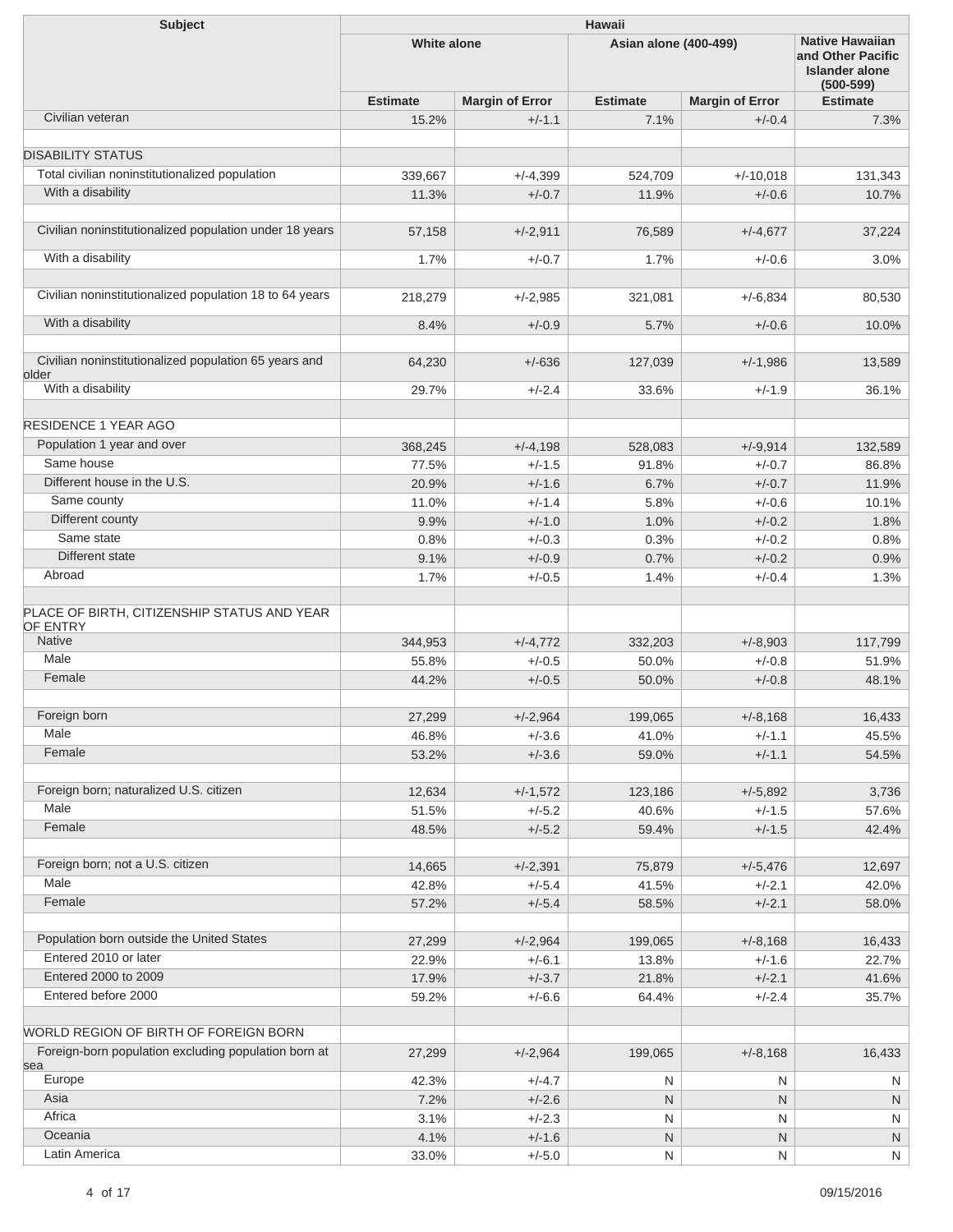| Subject | Hawaii | | | | |
|---|---|---|---|---|---|
| | White alone | | Asian alone (400-499) | | Native Hawaiian and Other Pacific Islander alone (500-599) |
| | Estimate | Margin of Error | Estimate | Margin of Error | Estimate |
| Civilian veteran | 15.2% | +/-1.1 | 7.1% | +/-0.4 | 7.3% |
| | | | | | |
| DISABILITY STATUS | | | | | |
| Total civilian noninstitutionalized population | 339,667 | +/-4,399 | 524,709 | +/-10,018 | 131,343 |
| With a disability | 11.3% | +/-0.7 | 11.9% | +/-0.6 | 10.7% |
| | | | | | |
| Civilian noninstitutionalized population under 18 years | 57,158 | +/-2,911 | 76,589 | +/-4,677 | 37,224 |
| With a disability | 1.7% | +/-0.7 | 1.7% | +/-0.6 | 3.0% |
| | | | | | |
| Civilian noninstitutionalized population 18 to 64 years | 218,279 | +/-2,985 | 321,081 | +/-6,834 | 80,530 |
| With a disability | 8.4% | +/-0.9 | 5.7% | +/-0.6 | 10.0% |
| | | | | | |
| Civilian noninstitutionalized population 65 years and older | 64,230 | +/-636 | 127,039 | +/-1,986 | 13,589 |
| With a disability | 29.7% | +/-2.4 | 33.6% | +/-1.9 | 36.1% |
| | | | | | |
| RESIDENCE 1 YEAR AGO | | | | | |
| Population 1 year and over | 368,245 | +/-4,198 | 528,083 | +/-9,914 | 132,589 |
| Same house | 77.5% | +/-1.5 | 91.8% | +/-0.7 | 86.8% |
| Different house in the U.S. | 20.9% | +/-1.6 | 6.7% | +/-0.7 | 11.9% |
| Same county | 11.0% | +/-1.4 | 5.8% | +/-0.6 | 10.1% |
| Different county | 9.9% | +/-1.0 | 1.0% | +/-0.2 | 1.8% |
| Same state | 0.8% | +/-0.3 | 0.3% | +/-0.2 | 0.8% |
| Different state | 9.1% | +/-0.9 | 0.7% | +/-0.2 | 0.9% |
| Abroad | 1.7% | +/-0.5 | 1.4% | +/-0.4 | 1.3% |
| | | | | | |
| PLACE OF BIRTH, CITIZENSHIP STATUS AND YEAR OF ENTRY | | | | | |
| Native | 344,953 | +/-4,772 | 332,203 | +/-8,903 | 117,799 |
| Male | 55.8% | +/-0.5 | 50.0% | +/-0.8 | 51.9% |
| Female | 44.2% | +/-0.5 | 50.0% | +/-0.8 | 48.1% |
| | | | | | |
| Foreign born | 27,299 | +/-2,964 | 199,065 | +/-8,168 | 16,433 |
| Male | 46.8% | +/-3.6 | 41.0% | +/-1.1 | 45.5% |
| Female | 53.2% | +/-3.6 | 59.0% | +/-1.1 | 54.5% |
| | | | | | |
| Foreign born; naturalized U.S. citizen | 12,634 | +/-1,572 | 123,186 | +/-5,892 | 3,736 |
| Male | 51.5% | +/-5.2 | 40.6% | +/-1.5 | 57.6% |
| Female | 48.5% | +/-5.2 | 59.4% | +/-1.5 | 42.4% |
| | | | | | |
| Foreign born; not a U.S. citizen | 14,665 | +/-2,391 | 75,879 | +/-5,476 | 12,697 |
| Male | 42.8% | +/-5.4 | 41.5% | +/-2.1 | 42.0% |
| Female | 57.2% | +/-5.4 | 58.5% | +/-2.1 | 58.0% |
| | | | | | |
| Population born outside the United States | 27,299 | +/-2,964 | 199,065 | +/-8,168 | 16,433 |
| Entered 2010 or later | 22.9% | +/-6.1 | 13.8% | +/-1.6 | 22.7% |
| Entered 2000 to 2009 | 17.9% | +/-3.7 | 21.8% | +/-2.1 | 41.6% |
| Entered before 2000 | 59.2% | +/-6.6 | 64.4% | +/-2.4 | 35.7% |
| | | | | | |
| WORLD REGION OF BIRTH OF FOREIGN BORN | | | | | |
| Foreign-born population excluding population born at sea | 27,299 | +/-2,964 | 199,065 | +/-8,168 | 16,433 |
| Europe | 42.3% | +/-4.7 | N | N | N |
| Asia | 7.2% | +/-2.6 | N | N | N |
| Africa | 3.1% | +/-2.3 | N | N | N |
| Oceania | 4.1% | +/-1.6 | N | N | N |
| Latin America | 33.0% | +/-5.0 | N | N | N |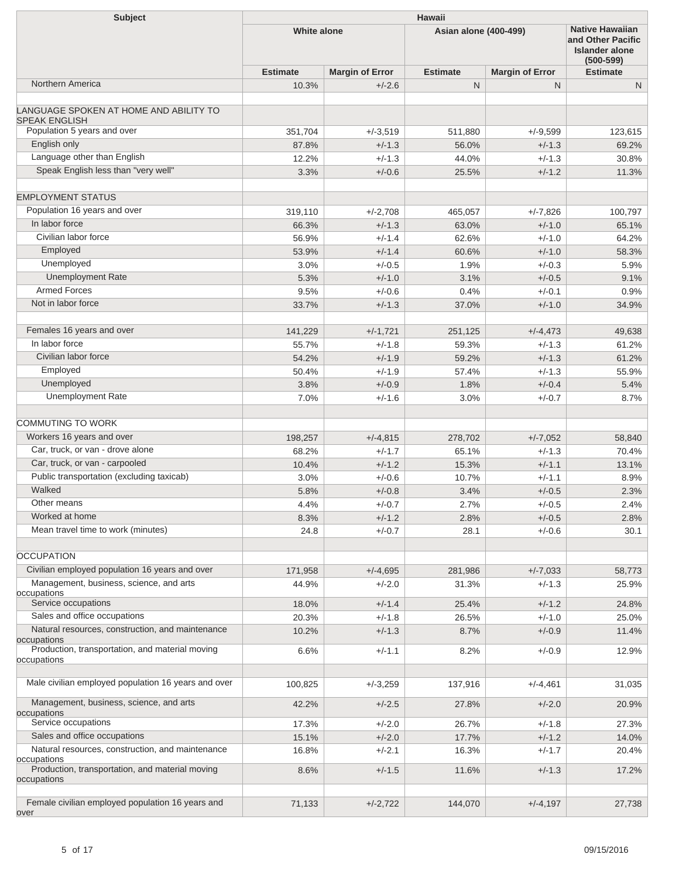| Subject | Hawaii | | | | |
|---|---|---|---|---|---|
| | White alone | | Asian alone (400-499) | | Native Hawaiian and Other Pacific Islander alone (500-599) |
| | Estimate | Margin of Error | Estimate | Margin of Error | Estimate |
| Northern America | 10.3% | +/-2.6 | N | N | N |
| | | | | | |
| LANGUAGE SPOKEN AT HOME AND ABILITY TO SPEAK ENGLISH | | | | | |
| Population 5 years and over | 351,704 | +/-3,519 | 511,880 | +/-9,599 | 123,615 |
| English only | 87.8% | +/-1.3 | 56.0% | +/-1.3 | 69.2% |
| Language other than English | 12.2% | +/-1.3 | 44.0% | +/-1.3 | 30.8% |
| Speak English less than "very well" | 3.3% | +/-0.6 | 25.5% | +/-1.2 | 11.3% |
| | | | | | |
| EMPLOYMENT STATUS | | | | | |
| Population 16 years and over | 319,110 | +/-2,708 | 465,057 | +/-7,826 | 100,797 |
| In labor force | 66.3% | +/-1.3 | 63.0% | +/-1.0 | 65.1% |
| Civilian labor force | 56.9% | +/-1.4 | 62.6% | +/-1.0 | 64.2% |
| Employed | 53.9% | +/-1.4 | 60.6% | +/-1.0 | 58.3% |
| Unemployed | 3.0% | +/-0.5 | 1.9% | +/-0.3 | 5.9% |
| Unemployment Rate | 5.3% | +/-1.0 | 3.1% | +/-0.5 | 9.1% |
| Armed Forces | 9.5% | +/-0.6 | 0.4% | +/-0.1 | 0.9% |
| Not in labor force | 33.7% | +/-1.3 | 37.0% | +/-1.0 | 34.9% |
| | | | | | |
| Females 16 years and over | 141,229 | +/-1,721 | 251,125 | +/-4,473 | 49,638 |
| In labor force | 55.7% | +/-1.8 | 59.3% | +/-1.3 | 61.2% |
| Civilian labor force | 54.2% | +/-1.9 | 59.2% | +/-1.3 | 61.2% |
| Employed | 50.4% | +/-1.9 | 57.4% | +/-1.3 | 55.9% |
| Unemployed | 3.8% | +/-0.9 | 1.8% | +/-0.4 | 5.4% |
| Unemployment Rate | 7.0% | +/-1.6 | 3.0% | +/-0.7 | 8.7% |
| | | | | | |
| COMMUTING TO WORK | | | | | |
| Workers 16 years and over | 198,257 | +/-4,815 | 278,702 | +/-7,052 | 58,840 |
| Car, truck, or van - drove alone | 68.2% | +/-1.7 | 65.1% | +/-1.3 | 70.4% |
| Car, truck, or van - carpooled | 10.4% | +/-1.2 | 15.3% | +/-1.1 | 13.1% |
| Public transportation (excluding taxicab) | 3.0% | +/-0.6 | 10.7% | +/-1.1 | 8.9% |
| Walked | 5.8% | +/-0.8 | 3.4% | +/-0.5 | 2.3% |
| Other means | 4.4% | +/-0.7 | 2.7% | +/-0.5 | 2.4% |
| Worked at home | 8.3% | +/-1.2 | 2.8% | +/-0.5 | 2.8% |
| Mean travel time to work (minutes) | 24.8 | +/-0.7 | 28.1 | +/-0.6 | 30.1 |
| | | | | | |
| OCCUPATION | | | | | |
| Civilian employed population 16 years and over | 171,958 | +/-4,695 | 281,986 | +/-7,033 | 58,773 |
| Management, business, science, and arts occupations | 44.9% | +/-2.0 | 31.3% | +/-1.3 | 25.9% |
| Service occupations | 18.0% | +/-1.4 | 25.4% | +/-1.2 | 24.8% |
| Sales and office occupations | 20.3% | +/-1.8 | 26.5% | +/-1.0 | 25.0% |
| Natural resources, construction, and maintenance occupations | 10.2% | +/-1.3 | 8.7% | +/-0.9 | 11.4% |
| Production, transportation, and material moving occupations | 6.6% | +/-1.1 | 8.2% | +/-0.9 | 12.9% |
| | | | | | |
| Male civilian employed population 16 years and over | 100,825 | +/-3,259 | 137,916 | +/-4,461 | 31,035 |
| Management, business, science, and arts occupations | 42.2% | +/-2.5 | 27.8% | +/-2.0 | 20.9% |
| Service occupations | 17.3% | +/-2.0 | 26.7% | +/-1.8 | 27.3% |
| Sales and office occupations | 15.1% | +/-2.0 | 17.7% | +/-1.2 | 14.0% |
| Natural resources, construction, and maintenance occupations | 16.8% | +/-2.1 | 16.3% | +/-1.7 | 20.4% |
| Production, transportation, and material moving occupations | 8.6% | +/-1.5 | 11.6% | +/-1.3 | 17.2% |
| | | | | | |
| Female civilian employed population 16 years and over | 71,133 | +/-2,722 | 144,070 | +/-4,197 | 27,738 |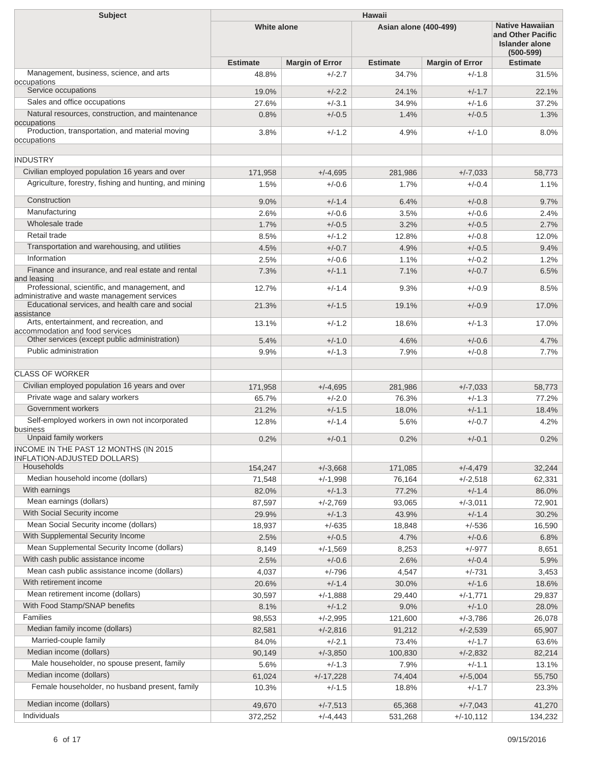| Subject | Hawaii | | | | |
|---|---|---|---|---|---|
| | White alone | | Asian alone (400-499) | | Native Hawaiian and Other Pacific Islander alone (500-599) |
| | Estimate | Margin of Error | Estimate | Margin of Error | Estimate |
| Management, business, science, and arts occupations | 48.8% | +/-2.7 | 34.7% | +/-1.8 | 31.5% |
| Service occupations | 19.0% | +/-2.2 | 24.1% | +/-1.7 | 22.1% |
| Sales and office occupations | 27.6% | +/-3.1 | 34.9% | +/-1.6 | 37.2% |
| Natural resources, construction, and maintenance occupations | 0.8% | +/-0.5 | 1.4% | +/-0.5 | 1.3% |
| Production, transportation, and material moving occupations | 3.8% | +/-1.2 | 4.9% | +/-1.0 | 8.0% |
| | | | | | |
| INDUSTRY | | | | | |
| Civilian employed population 16 years and over | 171,958 | +/-4,695 | 281,986 | +/-7,033 | 58,773 |
| Agriculture, forestry, fishing and hunting, and mining | 1.5% | +/-0.6 | 1.7% | +/-0.4 | 1.1% |
| Construction | 9.0% | +/-1.4 | 6.4% | +/-0.8 | 9.7% |
| Manufacturing | 2.6% | +/-0.6 | 3.5% | +/-0.6 | 2.4% |
| Wholesale trade | 1.7% | +/-0.5 | 3.2% | +/-0.5 | 2.7% |
| Retail trade | 8.5% | +/-1.2 | 12.8% | +/-0.8 | 12.0% |
| Transportation and warehousing, and utilities | 4.5% | +/-0.7 | 4.9% | +/-0.5 | 9.4% |
| Information | 2.5% | +/-0.6 | 1.1% | +/-0.2 | 1.2% |
| Finance and insurance, and real estate and rental and leasing | 7.3% | +/-1.1 | 7.1% | +/-0.7 | 6.5% |
| Professional, scientific, and management, and administrative and waste management services | 12.7% | +/-1.4 | 9.3% | +/-0.9 | 8.5% |
| Educational services, and health care and social assistance | 21.3% | +/-1.5 | 19.1% | +/-0.9 | 17.0% |
| Arts, entertainment, and recreation, and accommodation and food services | 13.1% | +/-1.2 | 18.6% | +/-1.3 | 17.0% |
| Other services (except public administration) | 5.4% | +/-1.0 | 4.6% | +/-0.6 | 4.7% |
| Public administration | 9.9% | +/-1.3 | 7.9% | +/-0.8 | 7.7% |
| | | | | | |
| CLASS OF WORKER | | | | | |
| Civilian employed population 16 years and over | 171,958 | +/-4,695 | 281,986 | +/-7,033 | 58,773 |
| Private wage and salary workers | 65.7% | +/-2.0 | 76.3% | +/-1.3 | 77.2% |
| Government workers | 21.2% | +/-1.5 | 18.0% | +/-1.1 | 18.4% |
| Self-employed workers in own not incorporated business | 12.8% | +/-1.4 | 5.6% | +/-0.7 | 4.2% |
| Unpaid family workers | 0.2% | +/-0.1 | 0.2% | +/-0.1 | 0.2% |
| INCOME IN THE PAST 12 MONTHS (IN 2015 INFLATION-ADJUSTED DOLLARS) | | | | | |
| Households | 154,247 | +/-3,668 | 171,085 | +/-4,479 | 32,244 |
| Median household income (dollars) | 71,548 | +/-1,998 | 76,164 | +/-2,518 | 62,331 |
| With earnings | 82.0% | +/-1.3 | 77.2% | +/-1.4 | 86.0% |
| Mean earnings (dollars) | 87,597 | +/-2,769 | 93,065 | +/-3,011 | 72,901 |
| With Social Security income | 29.9% | +/-1.3 | 43.9% | +/-1.4 | 30.2% |
| Mean Social Security income (dollars) | 18,937 | +/-635 | 18,848 | +/-536 | 16,590 |
| With Supplemental Security Income | 2.5% | +/-0.5 | 4.7% | +/-0.6 | 6.8% |
| Mean Supplemental Security Income (dollars) | 8,149 | +/-1,569 | 8,253 | +/-977 | 8,651 |
| With cash public assistance income | 2.5% | +/-0.6 | 2.6% | +/-0.4 | 5.9% |
| Mean cash public assistance income (dollars) | 4,037 | +/-796 | 4,547 | +/-731 | 3,453 |
| With retirement income | 20.6% | +/-1.4 | 30.0% | +/-1.6 | 18.6% |
| Mean retirement income (dollars) | 30,597 | +/-1,888 | 29,440 | +/-1,771 | 29,837 |
| With Food Stamp/SNAP benefits | 8.1% | +/-1.2 | 9.0% | +/-1.0 | 28.0% |
| Families | 98,553 | +/-2,995 | 121,600 | +/-3,786 | 26,078 |
| Median family income (dollars) | 82,581 | +/-2,816 | 91,212 | +/-2,539 | 65,907 |
| Married-couple family | 84.0% | +/-2.1 | 73.4% | +/-1.7 | 63.6% |
| Median income (dollars) | 90,149 | +/-3,850 | 100,830 | +/-2,832 | 82,214 |
| Male householder, no spouse present, family | 5.6% | +/-1.3 | 7.9% | +/-1.1 | 13.1% |
| Median income (dollars) | 61,024 | +/-17,228 | 74,404 | +/-5,004 | 55,750 |
| Female householder, no husband present, family | 10.3% | +/-1.5 | 18.8% | +/-1.7 | 23.3% |
| Median income (dollars) | 49,670 | +/-7,513 | 65,368 | +/-7,043 | 41,270 |
| Individuals | 372,252 | +/-4,443 | 531,268 | +/-10,112 | 134,232 |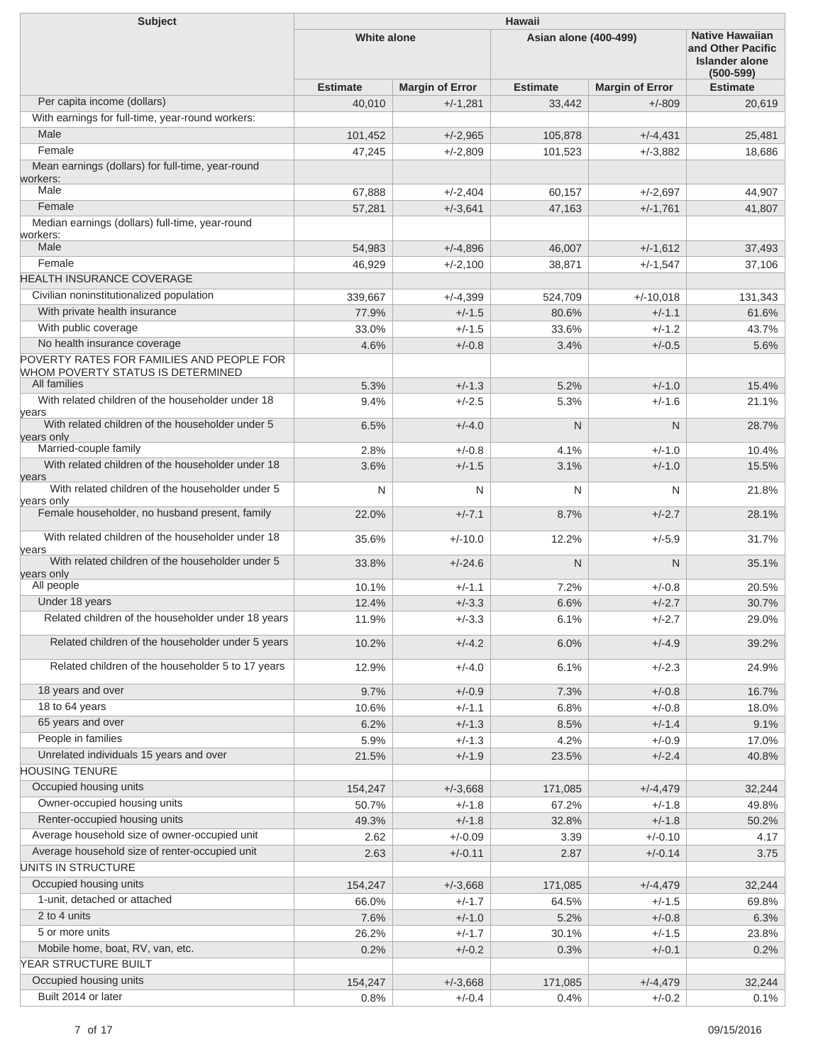| Subject | Hawaii | | | | |
|---|---|---|---|---|---|
| | White alone | | Asian alone (400-499) | | Native Hawaiian and Other Pacific Islander alone (500-599) |
| | Estimate | Margin of Error | Estimate | Margin of Error | Estimate |
| Per capita income (dollars) | 40,010 | +/-1,281 | 33,442 | +/-809 | 20,619 |
| With earnings for full-time, year-round workers: | | | | | |
| Male | 101,452 | +/-2,965 | 105,878 | +/-4,431 | 25,481 |
| Female | 47,245 | +/-2,809 | 101,523 | +/-3,882 | 18,686 |
| Mean earnings (dollars) for full-time, year-round workers: | | | | | |
| Male | 67,888 | +/-2,404 | 60,157 | +/-2,697 | 44,907 |
| Female | 57,281 | +/-3,641 | 47,163 | +/-1,761 | 41,807 |
| Median earnings (dollars) full-time, year-round workers: | | | | | |
| Male | 54,983 | +/-4,896 | 46,007 | +/-1,612 | 37,493 |
| Female | 46,929 | +/-2,100 | 38,871 | +/-1,547 | 37,106 |
| HEALTH INSURANCE COVERAGE | | | | | |
| Civilian noninstitutionalized population | 339,667 | +/-4,399 | 524,709 | +/-10,018 | 131,343 |
| With private health insurance | 77.9% | +/-1.5 | 80.6% | +/-1.1 | 61.6% |
| With public coverage | 33.0% | +/-1.5 | 33.6% | +/-1.2 | 43.7% |
| No health insurance coverage | 4.6% | +/-0.8 | 3.4% | +/-0.5 | 5.6% |
| POVERTY RATES FOR FAMILIES AND PEOPLE FOR WHOM POVERTY STATUS IS DETERMINED | | | | | |
| All families | 5.3% | +/-1.3 | 5.2% | +/-1.0 | 15.4% |
| With related children of the householder under 18 years | 9.4% | +/-2.5 | 5.3% | +/-1.6 | 21.1% |
| With related children of the householder under 5 years only | 6.5% | +/-4.0 | N | N | 28.7% |
| Married-couple family | 2.8% | +/-0.8 | 4.1% | +/-1.0 | 10.4% |
| With related children of the householder under 18 years | 3.6% | +/-1.5 | 3.1% | +/-1.0 | 15.5% |
| With related children of the householder under 5 years only | N | N | N | N | 21.8% |
| Female householder, no husband present, family | 22.0% | +/-7.1 | 8.7% | +/-2.7 | 28.1% |
| With related children of the householder under 18 years | 35.6% | +/-10.0 | 12.2% | +/-5.9 | 31.7% |
| With related children of the householder under 5 years only | 33.8% | +/-24.6 | N | N | 35.1% |
| All people | 10.1% | +/-1.1 | 7.2% | +/-0.8 | 20.5% |
| Under 18 years | 12.4% | +/-3.3 | 6.6% | +/-2.7 | 30.7% |
| Related children of the householder under 18 years | 11.9% | +/-3.3 | 6.1% | +/-2.7 | 29.0% |
| Related children of the householder under 5 years | 10.2% | +/-4.2 | 6.0% | +/-4.9 | 39.2% |
| Related children of the householder 5 to 17 years | 12.9% | +/-4.0 | 6.1% | +/-2.3 | 24.9% |
| 18 years and over | 9.7% | +/-0.9 | 7.3% | +/-0.8 | 16.7% |
| 18 to 64 years | 10.6% | +/-1.1 | 6.8% | +/-0.8 | 18.0% |
| 65 years and over | 6.2% | +/-1.3 | 8.5% | +/-1.4 | 9.1% |
| People in families | 5.9% | +/-1.3 | 4.2% | +/-0.9 | 17.0% |
| Unrelated individuals 15 years and over | 21.5% | +/-1.9 | 23.5% | +/-2.4 | 40.8% |
| HOUSING TENURE | | | | | |
| Occupied housing units | 154,247 | +/-3,668 | 171,085 | +/-4,479 | 32,244 |
| Owner-occupied housing units | 50.7% | +/-1.8 | 67.2% | +/-1.8 | 49.8% |
| Renter-occupied housing units | 49.3% | +/-1.8 | 32.8% | +/-1.8 | 50.2% |
| Average household size of owner-occupied unit | 2.62 | +/-0.09 | 3.39 | +/-0.10 | 4.17 |
| Average household size of renter-occupied unit | 2.63 | +/-0.11 | 2.87 | +/-0.14 | 3.75 |
| UNITS IN STRUCTURE | | | | | |
| Occupied housing units | 154,247 | +/-3,668 | 171,085 | +/-4,479 | 32,244 |
| 1-unit, detached or attached | 66.0% | +/-1.7 | 64.5% | +/-1.5 | 69.8% |
| 2 to 4 units | 7.6% | +/-1.0 | 5.2% | +/-0.8 | 6.3% |
| 5 or more units | 26.2% | +/-1.7 | 30.1% | +/-1.5 | 23.8% |
| Mobile home, boat, RV, van, etc. | 0.2% | +/-0.2 | 0.3% | +/-0.1 | 0.2% |
| YEAR STRUCTURE BUILT | | | | | |
| Occupied housing units | 154,247 | +/-3,668 | 171,085 | +/-4,479 | 32,244 |
| Built 2014 or later | 0.8% | +/-0.4 | 0.4% | +/-0.2 | 0.1% |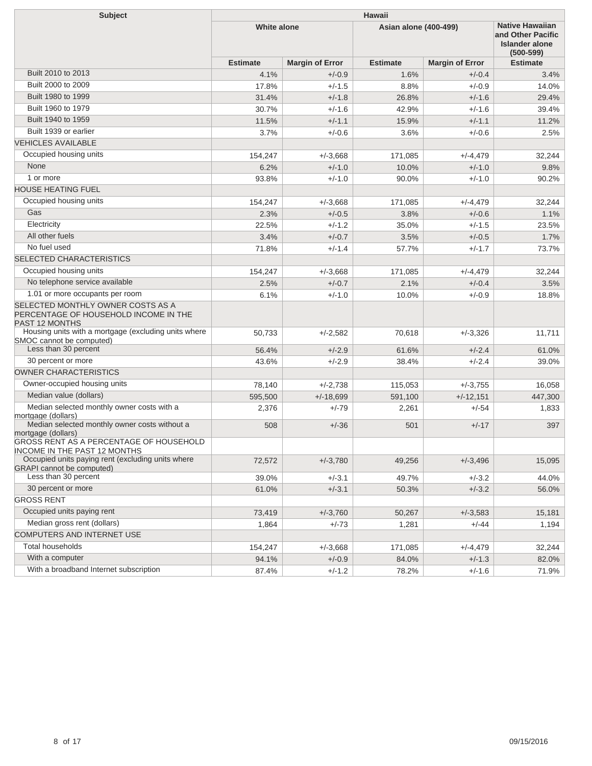| Subject | Hawaii | | | | |
|---|---|---|---|---|---|
| | White alone | | Asian alone (400-499) | | Native Hawaiian and Other Pacific Islander alone (500-599) |
| | Estimate | Margin of Error | Estimate | Margin of Error | Estimate |
| Built 2010 to 2013 | 4.1% | +/-0.9 | 1.6% | +/-0.4 | 3.4% |
| Built 2000 to 2009 | 17.8% | +/-1.5 | 8.8% | +/-0.9 | 14.0% |
| Built 1980 to 1999 | 31.4% | +/-1.8 | 26.8% | +/-1.6 | 29.4% |
| Built 1960 to 1979 | 30.7% | +/-1.6 | 42.9% | +/-1.6 | 39.4% |
| Built 1940 to 1959 | 11.5% | +/-1.1 | 15.9% | +/-1.1 | 11.2% |
| Built 1939 or earlier | 3.7% | +/-0.6 | 3.6% | +/-0.6 | 2.5% |
| VEHICLES AVAILABLE | | | | | |
| Occupied housing units | 154,247 | +/-3,668 | 171,085 | +/-4,479 | 32,244 |
| None | 6.2% | +/-1.0 | 10.0% | +/-1.0 | 9.8% |
| 1 or more | 93.8% | +/-1.0 | 90.0% | +/-1.0 | 90.2% |
| HOUSE HEATING FUEL | | | | | |
| Occupied housing units | 154,247 | +/-3,668 | 171,085 | +/-4,479 | 32,244 |
| Gas | 2.3% | +/-0.5 | 3.8% | +/-0.6 | 1.1% |
| Electricity | 22.5% | +/-1.2 | 35.0% | +/-1.5 | 23.5% |
| All other fuels | 3.4% | +/-0.7 | 3.5% | +/-0.5 | 1.7% |
| No fuel used | 71.8% | +/-1.4 | 57.7% | +/-1.7 | 73.7% |
| SELECTED CHARACTERISTICS | | | | | |
| Occupied housing units | 154,247 | +/-3,668 | 171,085 | +/-4,479 | 32,244 |
| No telephone service available | 2.5% | +/-0.7 | 2.1% | +/-0.4 | 3.5% |
| 1.01 or more occupants per room | 6.1% | +/-1.0 | 10.0% | +/-0.9 | 18.8% |
| SELECTED MONTHLY OWNER COSTS AS A PERCENTAGE OF HOUSEHOLD INCOME IN THE PAST 12 MONTHS | | | | | |
| Housing units with a mortgage (excluding units where SMOC cannot be computed) | 50,733 | +/-2,582 | 70,618 | +/-3,326 | 11,711 |
| Less than 30 percent | 56.4% | +/-2.9 | 61.6% | +/-2.4 | 61.0% |
| 30 percent or more | 43.6% | +/-2.9 | 38.4% | +/-2.4 | 39.0% |
| OWNER CHARACTERISTICS | | | | | |
| Owner-occupied housing units | 78,140 | +/-2,738 | 115,053 | +/-3,755 | 16,058 |
| Median value (dollars) | 595,500 | +/-18,699 | 591,100 | +/-12,151 | 447,300 |
| Median selected monthly owner costs with a mortgage (dollars) | 2,376 | +/-79 | 2,261 | +/-54 | 1,833 |
| Median selected monthly owner costs without a mortgage (dollars) | 508 | +/-36 | 501 | +/-17 | 397 |
| GROSS RENT AS A PERCENTAGE OF HOUSEHOLD INCOME IN THE PAST 12 MONTHS | | | | | |
| Occupied units paying rent (excluding units where GRAPI cannot be computed) | 72,572 | +/-3,780 | 49,256 | +/-3,496 | 15,095 |
| Less than 30 percent | 39.0% | +/-3.1 | 49.7% | +/-3.2 | 44.0% |
| 30 percent or more | 61.0% | +/-3.1 | 50.3% | +/-3.2 | 56.0% |
| GROSS RENT | | | | | |
| Occupied units paying rent | 73,419 | +/-3,760 | 50,267 | +/-3,583 | 15,181 |
| Median gross rent (dollars) | 1,864 | +/-73 | 1,281 | +/-44 | 1,194 |
| COMPUTERS AND INTERNET USE | | | | | |
| Total households | 154,247 | +/-3,668 | 171,085 | +/-4,479 | 32,244 |
| With a computer | 94.1% | +/-0.9 | 84.0% | +/-1.3 | 82.0% |
| With a broadband Internet subscription | 87.4% | +/-1.2 | 78.2% | +/-1.6 | 71.9% |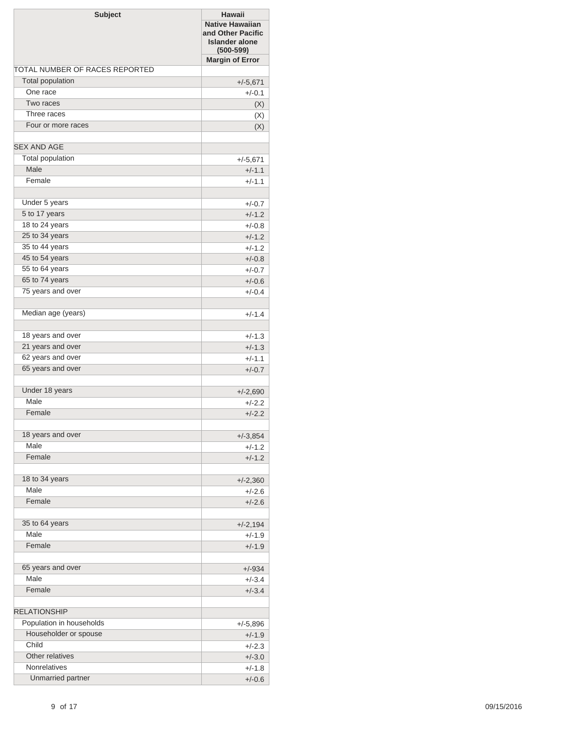| Subject | Hawaii |
|---|---|
| | Native Hawaiian and Other Pacific Islander alone (500-599) |
| | Margin of Error |
| TOTAL NUMBER OF RACES REPORTED | |
| Total population | +/-5,671 |
| One race | +/-0.1 |
| Two races | (X) |
| Three races | (X) |
| Four or more races | (X) |
| | |
| SEX AND AGE | |
| Total population | +/-5,671 |
| Male | +/-1.1 |
| Female | +/-1.1 |
| | |
| Under 5 years | +/-0.7 |
| 5 to 17 years | +/-1.2 |
| 18 to 24 years | +/-0.8 |
| 25 to 34 years | +/-1.2 |
| 35 to 44 years | +/-1.2 |
| 45 to 54 years | +/-0.8 |
| 55 to 64 years | +/-0.7 |
| 65 to 74 years | +/-0.6 |
| 75 years and over | +/-0.4 |
| | |
| Median age (years) | +/-1.4 |
| | |
| 18 years and over | +/-1.3 |
| 21 years and over | +/-1.3 |
| 62 years and over | +/-1.1 |
| 65 years and over | +/-0.7 |
| | |
| Under 18 years | +/-2,690 |
| Male | +/-2.2 |
| Female | +/-2.2 |
| | |
| 18 years and over | +/-3,854 |
| Male | +/-1.2 |
| Female | +/-1.2 |
| | |
| 18 to 34 years | +/-2,360 |
| Male | +/-2.6 |
| Female | +/-2.6 |
| | |
| 35 to 64 years | +/-2,194 |
| Male | +/-1.9 |
| Female | +/-1.9 |
| | |
| 65 years and over | +/-934 |
| Male | +/-3.4 |
| Female | +/-3.4 |
| | |
| RELATIONSHIP | |
| Population in households | +/-5,896 |
| Householder or spouse | +/-1.9 |
| Child | +/-2.3 |
| Other relatives | +/-3.0 |
| Nonrelatives | +/-1.8 |
| Unmarried partner | +/-0.6 |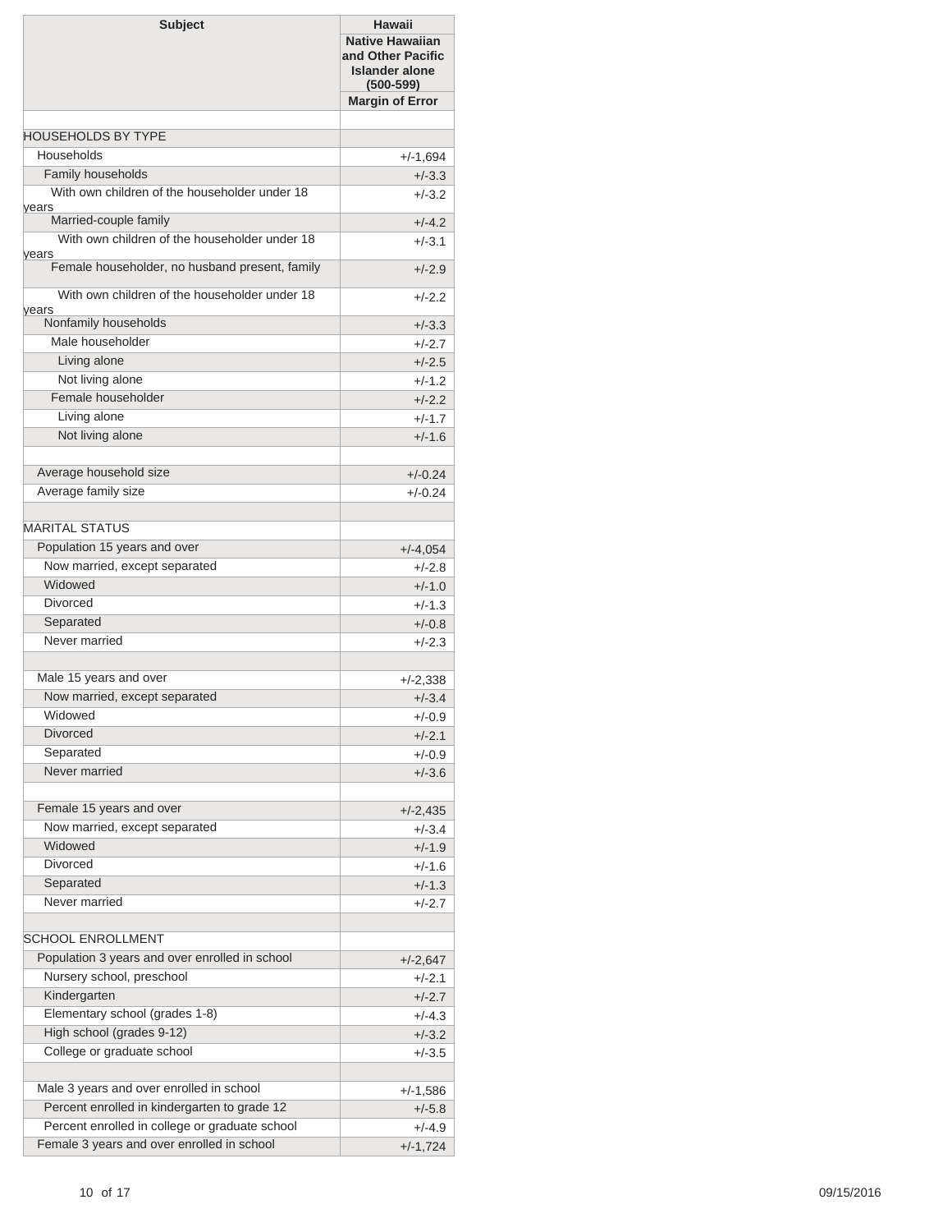| Subject | Hawaii |
|---|---|
| | Native Hawaiian and Other Pacific Islander alone (500-599) |
| | Margin of Error |
| | |
| HOUSEHOLDS BY TYPE | |
| Households | +/-1,694 |
| Family households | +/-3.3 |
| With own children of the householder under 18 years | +/-3.2 |
| Married-couple family | +/-4.2 |
| With own children of the householder under 18 years | +/-3.1 |
| Female householder, no husband present, family | +/-2.9 |
| With own children of the householder under 18 years | +/-2.2 |
| Nonfamily households | +/-3.3 |
| Male householder | +/-2.7 |
| Living alone | +/-2.5 |
| Not living alone | +/-1.2 |
| Female householder | +/-2.2 |
| Living alone | +/-1.7 |
| Not living alone | +/-1.6 |
| | |
| Average household size | +/-0.24 |
| Average family size | +/-0.24 |
| | |
| MARITAL STATUS | |
| Population 15 years and over | +/-4,054 |
| Now married, except separated | +/-2.8 |
| Widowed | +/-1.0 |
| Divorced | +/-1.3 |
| Separated | +/-0.8 |
| Never married | +/-2.3 |
| | |
| Male 15 years and over | +/-2,338 |
| Now married, except separated | +/-3.4 |
| Widowed | +/-0.9 |
| Divorced | +/-2.1 |
| Separated | +/-0.9 |
| Never married | +/-3.6 |
| | |
| Female 15 years and over | +/-2,435 |
| Now married, except separated | +/-3.4 |
| Widowed | +/-1.9 |
| Divorced | +/-1.6 |
| Separated | +/-1.3 |
| Never married | +/-2.7 |
| | |
| SCHOOL ENROLLMENT | |
| Population 3 years and over enrolled in school | +/-2,647 |
| Nursery school, preschool | +/-2.1 |
| Kindergarten | +/-2.7 |
| Elementary school (grades 1-8) | +/-4.3 |
| High school (grades 9-12) | +/-3.2 |
| College or graduate school | +/-3.5 |
| | |
| Male 3 years and over enrolled in school | +/-1,586 |
| Percent enrolled in kindergarten to grade 12 | +/-5.8 |
| Percent enrolled in college or graduate school | +/-4.9 |
| Female 3 years and over enrolled in school | +/-1,724 |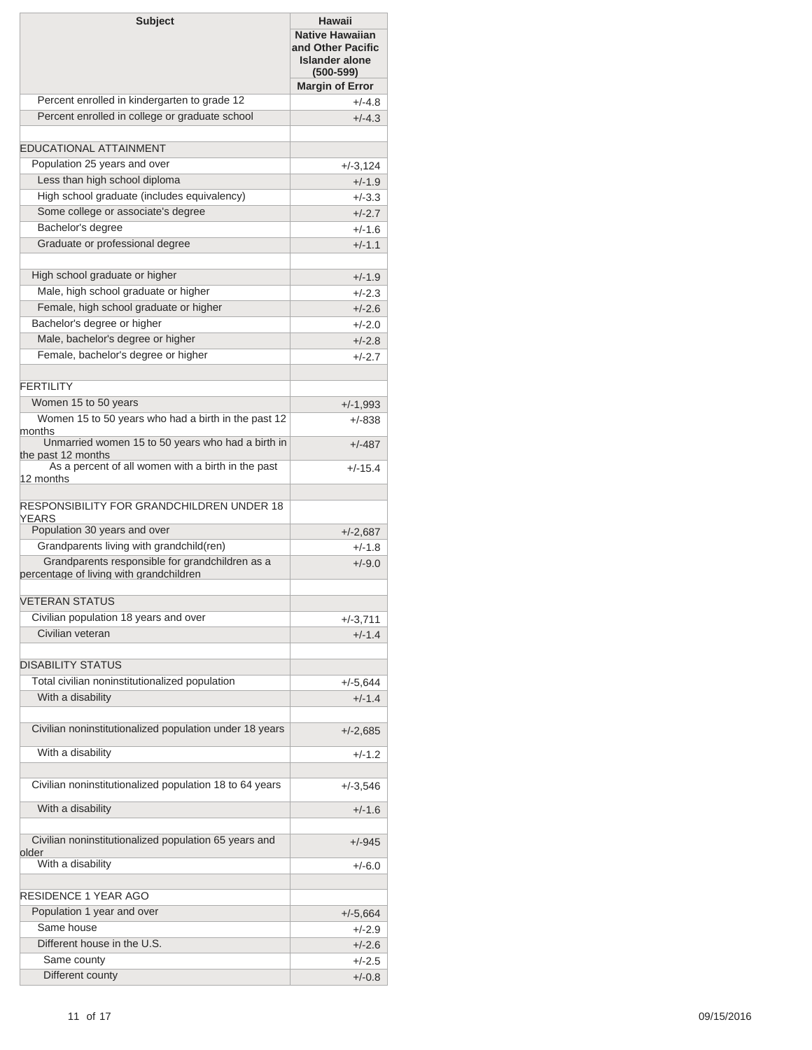| Subject | Hawaii |
|---|---|
| | Native Hawaiian and Other Pacific Islander alone (500-599) |
| | Margin of Error |
| Percent enrolled in kindergarten to grade 12 | +/-4.8 |
| Percent enrolled in college or graduate school | +/-4.3 |
| | |
| EDUCATIONAL ATTAINMENT | |
| Population 25 years and over | +/-3,124 |
| Less than high school diploma | +/-1.9 |
| High school graduate (includes equivalency) | +/-3.3 |
| Some college or associate's degree | +/-2.7 |
| Bachelor's degree | +/-1.6 |
| Graduate or professional degree | +/-1.1 |
| | |
| High school graduate or higher | +/-1.9 |
| Male, high school graduate or higher | +/-2.3 |
| Female, high school graduate or higher | +/-2.6 |
| Bachelor's degree or higher | +/-2.0 |
| Male, bachelor's degree or higher | +/-2.8 |
| Female, bachelor's degree or higher | +/-2.7 |
| | |
| FERTILITY | |
| Women 15 to 50 years | +/-1,993 |
| Women 15 to 50 years who had a birth in the past 12 months | +/-838 |
| Unmarried women 15 to 50 years who had a birth in the past 12 months | +/-487 |
| As a percent of all women with a birth in the past 12 months | +/-15.4 |
| | |
| RESPONSIBILITY FOR GRANDCHILDREN UNDER 18 YEARS | |
| Population 30 years and over | +/-2,687 |
| Grandparents living with grandchild(ren) | +/-1.8 |
| Grandparents responsible for grandchildren as a percentage of living with grandchildren | +/-9.0 |
| | |
| VETERAN STATUS | |
| Civilian population 18 years and over | +/-3,711 |
| Civilian veteran | +/-1.4 |
| | |
| DISABILITY STATUS | |
| Total civilian noninstitutionalized population | +/-5,644 |
| With a disability | +/-1.4 |
| | |
| Civilian noninstitutionalized population under 18 years | +/-2,685 |
| With a disability | +/-1.2 |
| | |
| Civilian noninstitutionalized population 18 to 64 years | +/-3,546 |
| With a disability | +/-1.6 |
| | |
| Civilian noninstitutionalized population 65 years and older | +/-945 |
| With a disability | +/-6.0 |
| | |
| RESIDENCE 1 YEAR AGO | |
| Population 1 year and over | +/-5,664 |
| Same house | +/-2.9 |
| Different house in the U.S. | +/-2.6 |
| Same county | +/-2.5 |
| Different county | +/-0.8 |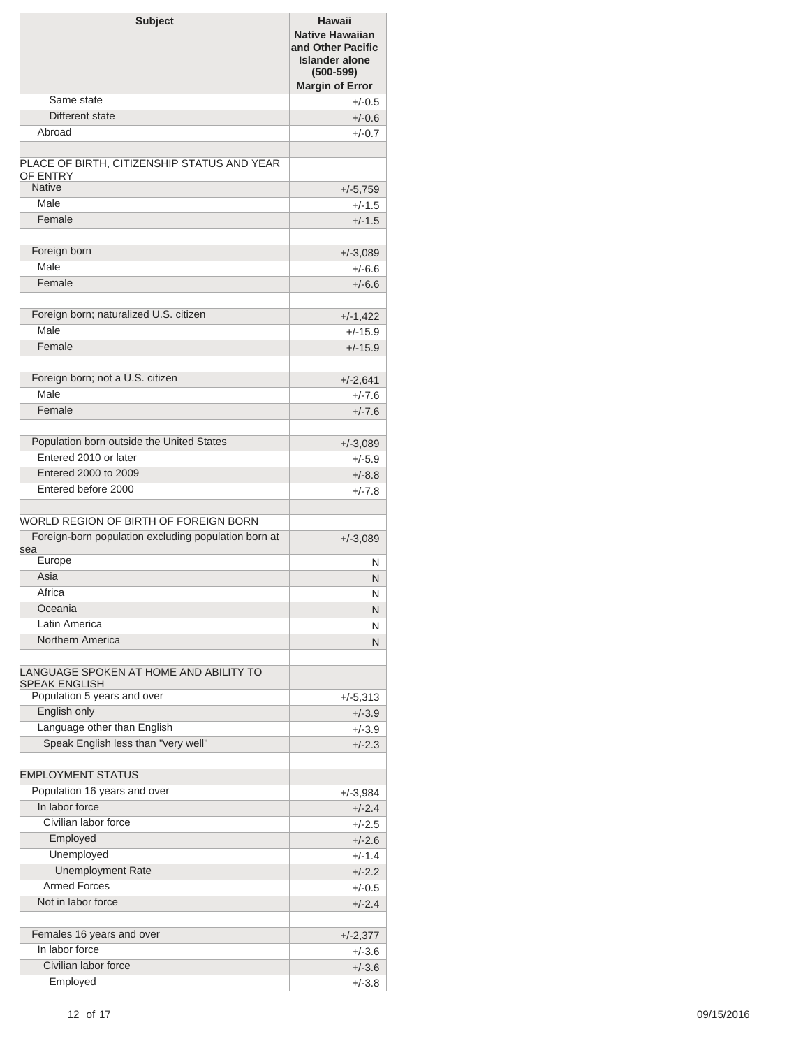| Subject | Hawaii |
|---|---|
| | Native Hawaiian and Other Pacific Islander alone (500-599) |
| | Margin of Error |
| Same state | +/-0.5 |
| Different state | +/-0.6 |
| Abroad | +/-0.7 |
| | |
| PLACE OF BIRTH, CITIZENSHIP STATUS AND YEAR OF ENTRY | |
| Native | +/-5,759 |
| Male | +/-1.5 |
| Female | +/-1.5 |
| | |
| Foreign born | +/-3,089 |
| Male | +/-6.6 |
| Female | +/-6.6 |
| | |
| Foreign born; naturalized U.S. citizen | +/-1,422 |
| Male | +/-15.9 |
| Female | +/-15.9 |
| | |
| Foreign born; not a U.S. citizen | +/-2,641 |
| Male | +/-7.6 |
| Female | +/-7.6 |
| | |
| Population born outside the United States | +/-3,089 |
| Entered 2010 or later | +/-5.9 |
| Entered 2000 to 2009 | +/-8.8 |
| Entered before 2000 | +/-7.8 |
| | |
| WORLD REGION OF BIRTH OF FOREIGN BORN | |
| Foreign-born population excluding population born at sea | +/-3,089 |
| Europe | N |
| Asia | N |
| Africa | N |
| Oceania | N |
| Latin America | N |
| Northern America | N |
| | |
| LANGUAGE SPOKEN AT HOME AND ABILITY TO SPEAK ENGLISH | |
| Population 5 years and over | +/-5,313 |
| English only | +/-3.9 |
| Language other than English | +/-3.9 |
| Speak English less than "very well" | +/-2.3 |
| | |
| EMPLOYMENT STATUS | |
| Population 16 years and over | +/-3,984 |
| In labor force | +/-2.4 |
| Civilian labor force | +/-2.5 |
| Employed | +/-2.6 |
| Unemployed | +/-1.4 |
| Unemployment Rate | +/-2.2 |
| Armed Forces | +/-0.5 |
| Not in labor force | +/-2.4 |
| | |
| Females 16 years and over | +/-2,377 |
| In labor force | +/-3.6 |
| Civilian labor force | +/-3.6 |
| Employed | +/-3.8 |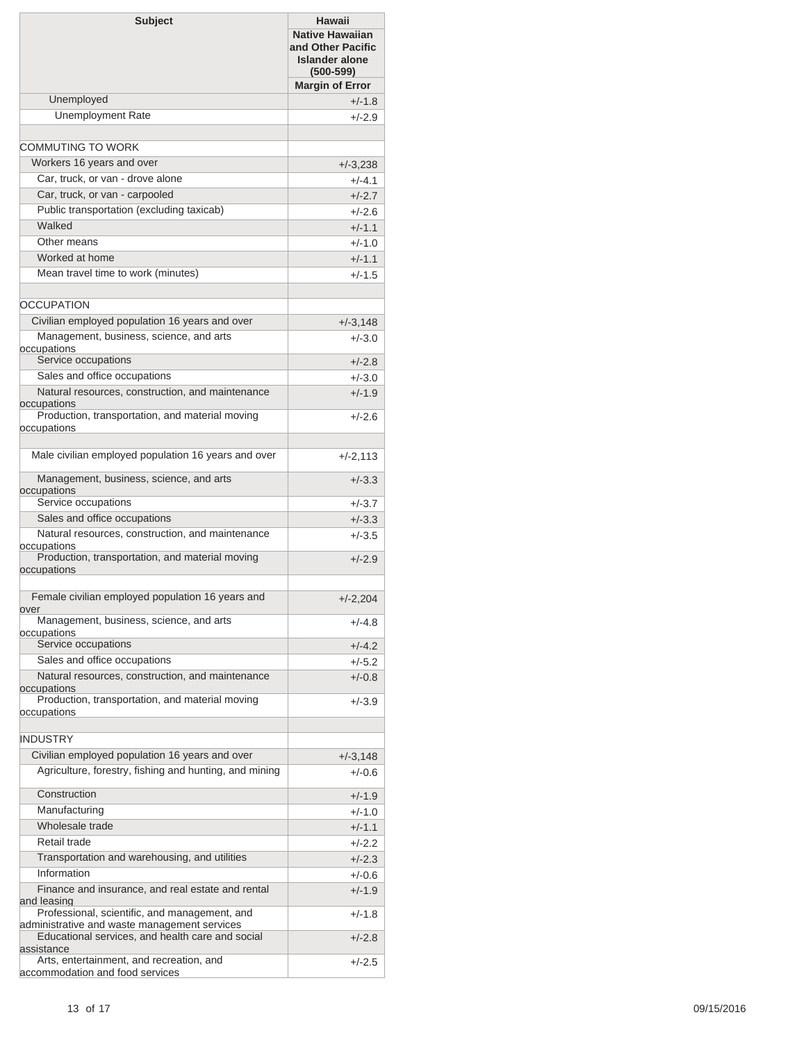| Subject | Hawaii |
| --- | --- |
| | Native Hawaiian and Other Pacific Islander alone (500-599) |
| | Margin of Error |
| Unemployed | +/-1.8 |
| Unemployment Rate | +/-2.9 |
| | |
| COMMUTING TO WORK | |
| Workers 16 years and over | +/-3,238 |
| Car, truck, or van - drove alone | +/-4.1 |
| Car, truck, or van - carpooled | +/-2.7 |
| Public transportation (excluding taxicab) | +/-2.6 |
| Walked | +/-1.1 |
| Other means | +/-1.0 |
| Worked at home | +/-1.1 |
| Mean travel time to work (minutes) | +/-1.5 |
| | |
| OCCUPATION | |
| Civilian employed population 16 years and over | +/-3,148 |
| Management, business, science, and arts occupations | +/-3.0 |
| Service occupations | +/-2.8 |
| Sales and office occupations | +/-3.0 |
| Natural resources, construction, and maintenance occupations | +/-1.9 |
| Production, transportation, and material moving occupations | +/-2.6 |
| | |
| Male civilian employed population 16 years and over | +/-2,113 |
| Management, business, science, and arts occupations | +/-3.3 |
| Service occupations | +/-3.7 |
| Sales and office occupations | +/-3.3 |
| Natural resources, construction, and maintenance occupations | +/-3.5 |
| Production, transportation, and material moving occupations | +/-2.9 |
| | |
| Female civilian employed population 16 years and over | +/-2,204 |
| Management, business, science, and arts occupations | +/-4.8 |
| Service occupations | +/-4.2 |
| Sales and office occupations | +/-5.2 |
| Natural resources, construction, and maintenance occupations | +/-0.8 |
| Production, transportation, and material moving occupations | +/-3.9 |
| | |
| INDUSTRY | |
| Civilian employed population 16 years and over | +/-3,148 |
| Agriculture, forestry, fishing and hunting, and mining | +/-0.6 |
| Construction | +/-1.9 |
| Manufacturing | +/-1.0 |
| Wholesale trade | +/-1.1 |
| Retail trade | +/-2.2 |
| Transportation and warehousing, and utilities | +/-2.3 |
| Information | +/-0.6 |
| Finance and insurance, and real estate and rental and leasing | +/-1.9 |
| Professional, scientific, and management, and administrative and waste management services | +/-1.8 |
| Educational services, and health care and social assistance | +/-2.8 |
| Arts, entertainment, and recreation, and accommodation and food services | +/-2.5 |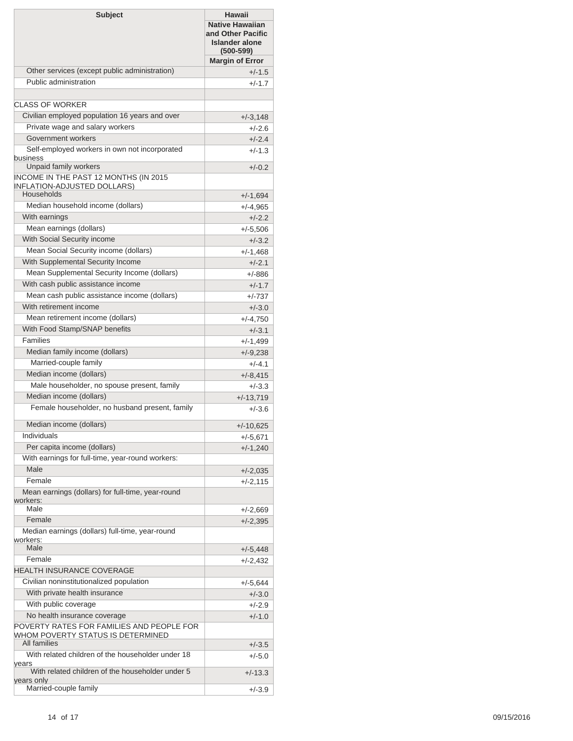| Subject | Hawaii |
|---|---|
| | Native Hawaiian and Other Pacific Islander alone (500-599) |
| | Margin of Error |
| Other services (except public administration) | +/-1.5 |
| Public administration | +/-1.7 |
| | |
| CLASS OF WORKER | |
| Civilian employed population 16 years and over | +/-3,148 |
| Private wage and salary workers | +/-2.6 |
| Government workers | +/-2.4 |
| Self-employed workers in own not incorporated business | +/-1.3 |
| Unpaid family workers | +/-0.2 |
| INCOME IN THE PAST 12 MONTHS (IN 2015 INFLATION-ADJUSTED DOLLARS) | |
| Households | +/-1,694 |
| Median household income (dollars) | +/-4,965 |
| With earnings | +/-2.2 |
| Mean earnings (dollars) | +/-5,506 |
| With Social Security income | +/-3.2 |
| Mean Social Security income (dollars) | +/-1,468 |
| With Supplemental Security Income | +/-2.1 |
| Mean Supplemental Security Income (dollars) | +/-886 |
| With cash public assistance income | +/-1.7 |
| Mean cash public assistance income (dollars) | +/-737 |
| With retirement income | +/-3.0 |
| Mean retirement income (dollars) | +/-4,750 |
| With Food Stamp/SNAP benefits | +/-3.1 |
| Families | +/-1,499 |
| Median family income (dollars) | +/-9,238 |
| Married-couple family | +/-4.1 |
| Median income (dollars) | +/-8,415 |
| Male householder, no spouse present, family | +/-3.3 |
| Median income (dollars) | +/-13,719 |
| Female householder, no husband present, family | +/-3.6 |
| Median income (dollars) | +/-10,625 |
| Individuals | +/-5,671 |
| Per capita income (dollars) | +/-1,240 |
| With earnings for full-time, year-round workers: | |
| Male | +/-2,035 |
| Female | +/-2,115 |
| Mean earnings (dollars) for full-time, year-round workers: | |
| Male | +/-2,669 |
| Female | +/-2,395 |
| Median earnings (dollars) full-time, year-round workers: | |
| Male | +/-5,448 |
| Female | +/-2,432 |
| HEALTH INSURANCE COVERAGE | |
| Civilian noninstitutionalized population | +/-5,644 |
| With private health insurance | +/-3.0 |
| With public coverage | +/-2.9 |
| No health insurance coverage | +/-1.0 |
| POVERTY RATES FOR FAMILIES AND PEOPLE FOR WHOM POVERTY STATUS IS DETERMINED | |
| All families | +/-3.5 |
| With related children of the householder under 18 years | +/-5.0 |
| With related children of the householder under 5 years only | +/-13.3 |
| Married-couple family | +/-3.9 |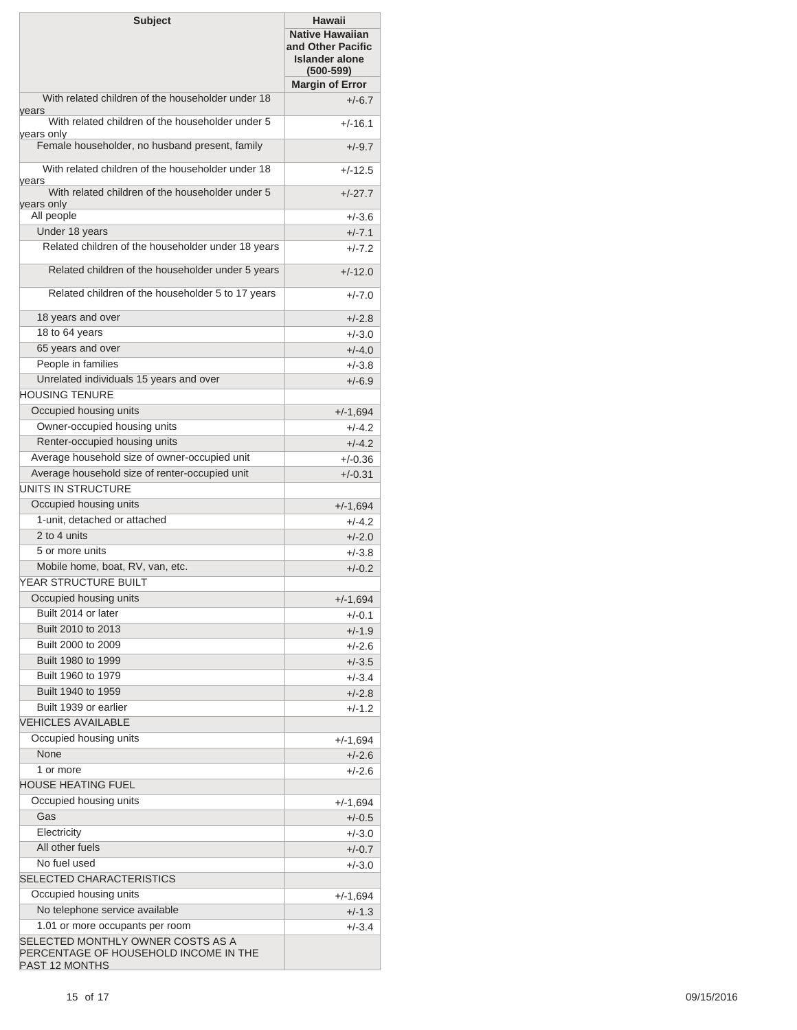| Subject | Hawaii |
|---|---|
| | Native Hawaiian and Other Pacific Islander alone (500-599) |
| | Margin of Error |
| With related children of the householder under 18 years | +/-6.7 |
| With related children of the householder under 5 years only | +/-16.1 |
| Female householder, no husband present, family | +/-9.7 |
| With related children of the householder under 18 years | +/-12.5 |
| With related children of the householder under 5 years only | +/-27.7 |
| All people | +/-3.6 |
| Under 18 years | +/-7.1 |
| Related children of the householder under 18 years | +/-7.2 |
| Related children of the householder under 5 years | +/-12.0 |
| Related children of the householder 5 to 17 years | +/-7.0 |
| 18 years and over | +/-2.8 |
| 18 to 64 years | +/-3.0 |
| 65 years and over | +/-4.0 |
| People in families | +/-3.8 |
| Unrelated individuals 15 years and over | +/-6.9 |
| HOUSING TENURE | |
| Occupied housing units | +/-1,694 |
| Owner-occupied housing units | +/-4.2 |
| Renter-occupied housing units | +/-4.2 |
| Average household size of owner-occupied unit | +/-0.36 |
| Average household size of renter-occupied unit | +/-0.31 |
| UNITS IN STRUCTURE | |
| Occupied housing units | +/-1,694 |
| 1-unit, detached or attached | +/-4.2 |
| 2 to 4 units | +/-2.0 |
| 5 or more units | +/-3.8 |
| Mobile home, boat, RV, van, etc. | +/-0.2 |
| YEAR STRUCTURE BUILT | |
| Occupied housing units | +/-1,694 |
| Built 2014 or later | +/-0.1 |
| Built 2010 to 2013 | +/-1.9 |
| Built 2000 to 2009 | +/-2.6 |
| Built 1980 to 1999 | +/-3.5 |
| Built 1960 to 1979 | +/-3.4 |
| Built 1940 to 1959 | +/-2.8 |
| Built 1939 or earlier | +/-1.2 |
| VEHICLES AVAILABLE | |
| Occupied housing units | +/-1,694 |
| None | +/-2.6 |
| 1 or more | +/-2.6 |
| HOUSE HEATING FUEL | |
| Occupied housing units | +/-1,694 |
| Gas | +/-0.5 |
| Electricity | +/-3.0 |
| All other fuels | +/-0.7 |
| No fuel used | +/-3.0 |
| SELECTED CHARACTERISTICS | |
| Occupied housing units | +/-1,694 |
| No telephone service available | +/-1.3 |
| 1.01 or more occupants per room | +/-3.4 |
| SELECTED MONTHLY OWNER COSTS AS A PERCENTAGE OF HOUSEHOLD INCOME IN THE PAST 12 MONTHS | |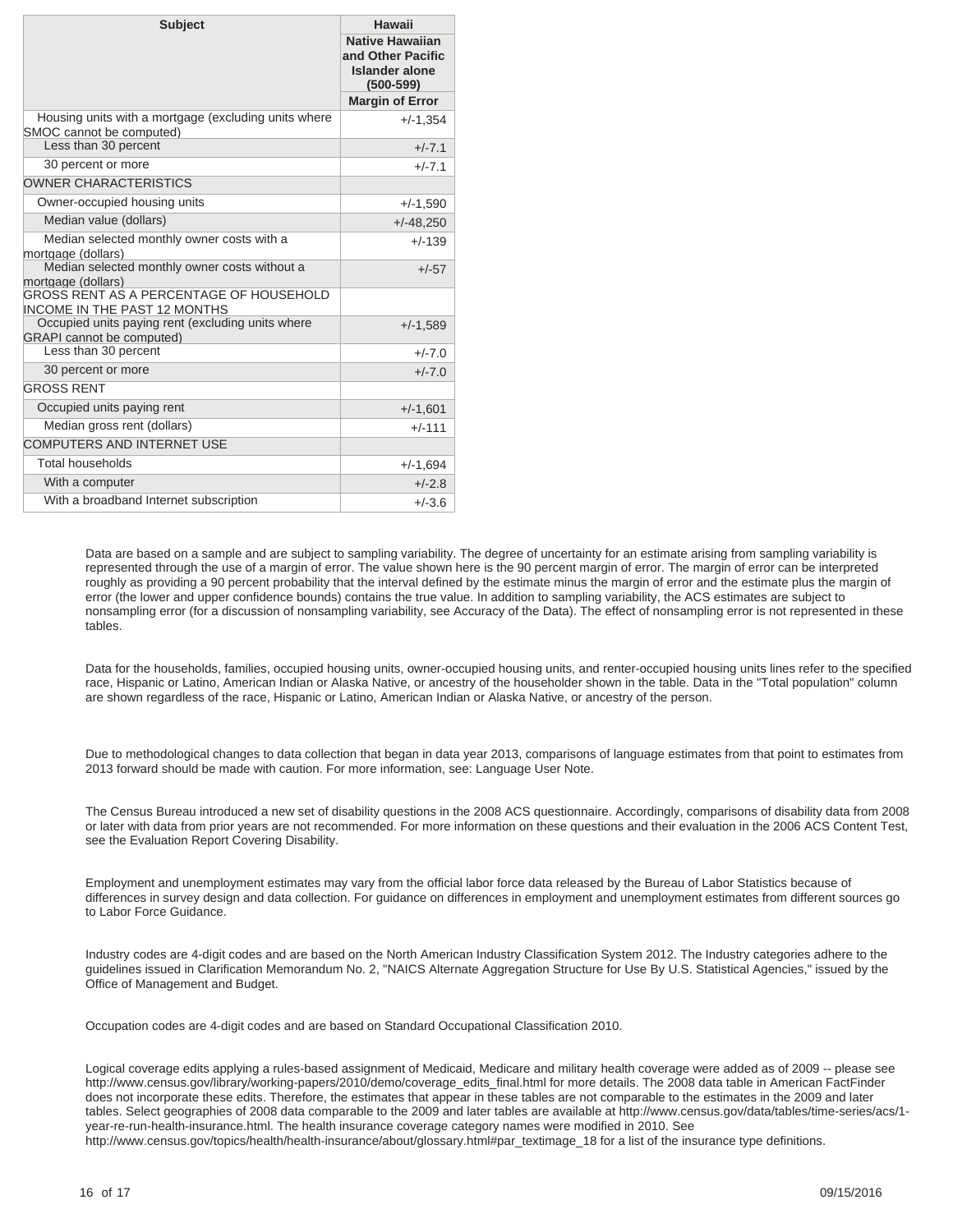| Subject | Hawaii |
| --- | --- |
| | Native Hawaiian and Other Pacific Islander alone (500-599) |
| | Margin of Error |
| Housing units with a mortgage (excluding units where SMOC cannot be computed) | +/-1,354 |
| Less than 30 percent | +/-7.1 |
| 30 percent or more | +/-7.1 |
| OWNER CHARACTERISTICS | |
| Owner-occupied housing units | +/-1,590 |
| Median value (dollars) | +/-48,250 |
| Median selected monthly owner costs with a mortgage (dollars) | +/-139 |
| Median selected monthly owner costs without a mortgage (dollars) | +/-57 |
| GROSS RENT AS A PERCENTAGE OF HOUSEHOLD INCOME IN THE PAST 12 MONTHS | |
| Occupied units paying rent (excluding units where GRAPI cannot be computed) | +/-1,589 |
| Less than 30 percent | +/-7.0 |
| 30 percent or more | +/-7.0 |
| GROSS RENT | |
| Occupied units paying rent | +/-1,601 |
| Median gross rent (dollars) | +/-111 |
| COMPUTERS AND INTERNET USE | |
| Total households | +/-1,694 |
| With a computer | +/-2.8 |
| With a broadband Internet subscription | +/-3.6 |

Data are based on a sample and are subject to sampling variability. The degree of uncertainty for an estimate arising from sampling variability is represented through the use of a margin of error. The value shown here is the 90 percent margin of error. The margin of error can be interpreted roughly as providing a 90 percent probability that the interval defined by the estimate minus the margin of error and the estimate plus the margin of error (the lower and upper confidence bounds) contains the true value. In addition to sampling variability, the ACS estimates are subject to nonsampling error (for a discussion of nonsampling variability, see Accuracy of the Data). The effect of nonsampling error is not represented in these tables.

Data for the households, families, occupied housing units, owner-occupied housing units, and renter-occupied housing units lines refer to the specified race, Hispanic or Latino, American Indian or Alaska Native, or ancestry of the householder shown in the table. Data in the "Total population" column are shown regardless of the race, Hispanic or Latino, American Indian or Alaska Native, or ancestry of the person.

Due to methodological changes to data collection that began in data year 2013, comparisons of language estimates from that point to estimates from 2013 forward should be made with caution. For more information, see: Language User Note.

The Census Bureau introduced a new set of disability questions in the 2008 ACS questionnaire. Accordingly, comparisons of disability data from 2008 or later with data from prior years are not recommended. For more information on these questions and their evaluation in the 2006 ACS Content Test, see the Evaluation Report Covering Disability.

Employment and unemployment estimates may vary from the official labor force data released by the Bureau of Labor Statistics because of differences in survey design and data collection. For guidance on differences in employment and unemployment estimates from different sources go to Labor Force Guidance.

Industry codes are 4-digit codes and are based on the North American Industry Classification System 2012. The Industry categories adhere to the guidelines issued in Clarification Memorandum No. 2, "NAICS Alternate Aggregation Structure for Use By U.S. Statistical Agencies," issued by the Office of Management and Budget.

Occupation codes are 4-digit codes and are based on Standard Occupational Classification 2010.

Logical coverage edits applying a rules-based assignment of Medicaid, Medicare and military health coverage were added as of 2009 -- please see http://www.census.gov/library/working-papers/2010/demo/coverage_edits_final.html for more details. The 2008 data table in American FactFinder does not incorporate these edits. Therefore, the estimates that appear in these tables are not comparable to the estimates in the 2009 and later tables. Select geographies of 2008 data comparable to the 2009 and later tables are available at http://www.census.gov/data/tables/time-series/acs/1-year-re-run-health-insurance.html. The health insurance coverage category names were modified in 2010. See http://www.census.gov/topics/health/health-insurance/about/glossary.html#par_textimage_18 for a list of the insurance type definitions.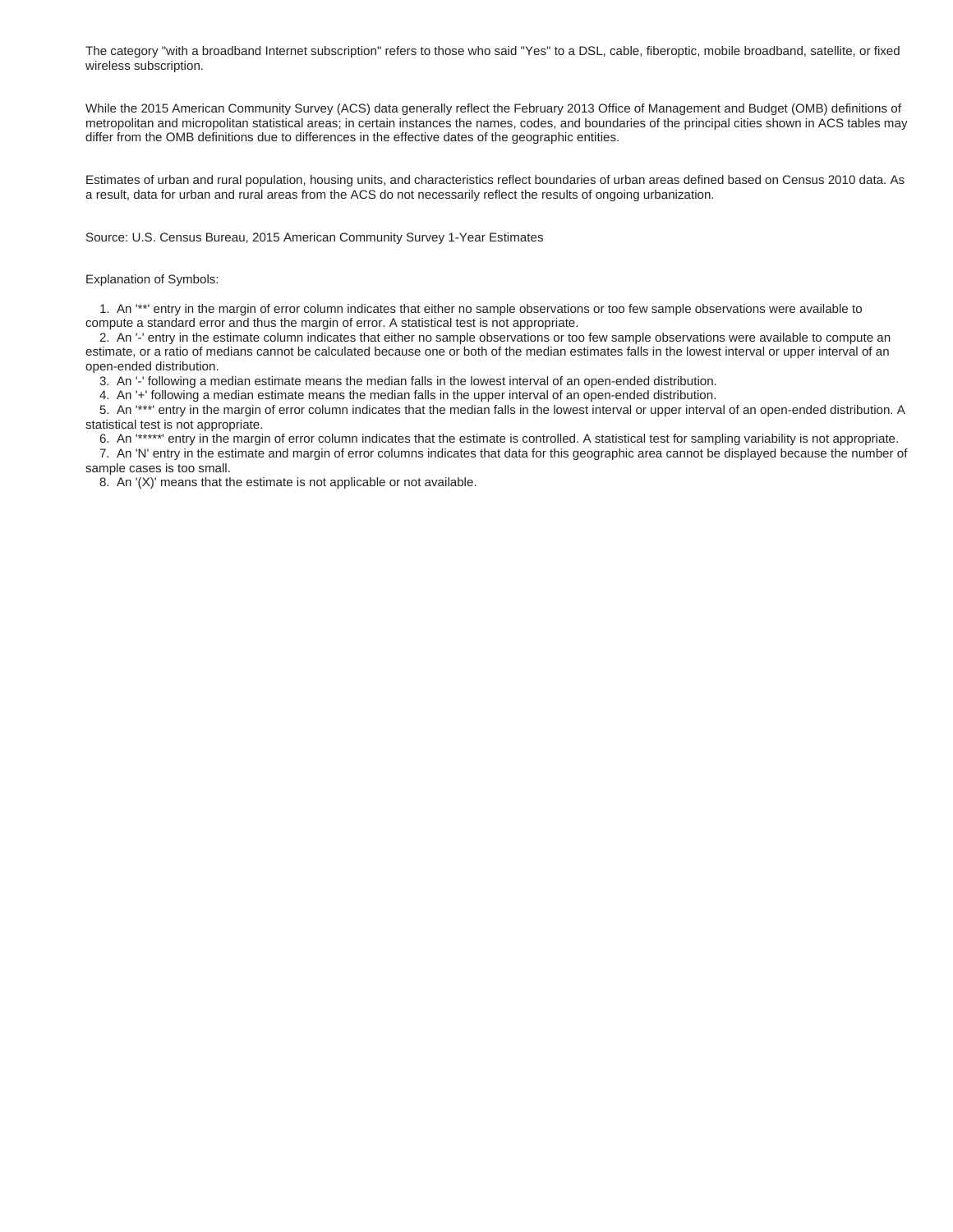The category "with a broadband Internet subscription" refers to those who said "Yes" to a DSL, cable, fiberoptic, mobile broadband, satellite, or fixed wireless subscription.

While the 2015 American Community Survey (ACS) data generally reflect the February 2013 Office of Management and Budget (OMB) definitions of metropolitan and micropolitan statistical areas; in certain instances the names, codes, and boundaries of the principal cities shown in ACS tables may differ from the OMB definitions due to differences in the effective dates of the geographic entities.

Estimates of urban and rural population, housing units, and characteristics reflect boundaries of urban areas defined based on Census 2010 data. As a result, data for urban and rural areas from the ACS do not necessarily reflect the results of ongoing urbanization.

Source: U.S. Census Bureau, 2015 American Community Survey 1-Year Estimates

Explanation of Symbols:

1. An '**' entry in the margin of error column indicates that either no sample observations or too few sample observations were available to compute a standard error and thus the margin of error. A statistical test is not appropriate.
2. An '-' entry in the estimate column indicates that either no sample observations or too few sample observations were available to compute an estimate, or a ratio of medians cannot be calculated because one or both of the median estimates falls in the lowest interval or upper interval of an open-ended distribution.
3. An '-' following a median estimate means the median falls in the lowest interval of an open-ended distribution.
4. An '+' following a median estimate means the median falls in the upper interval of an open-ended distribution.
5. An '***' entry in the margin of error column indicates that the median falls in the lowest interval or upper interval of an open-ended distribution. A statistical test is not appropriate.
6. An '*****' entry in the margin of error column indicates that the estimate is controlled. A statistical test for sampling variability is not appropriate.
7. An 'N' entry in the estimate and margin of error columns indicates that data for this geographic area cannot be displayed because the number of sample cases is too small.
8. An '(X)' means that the estimate is not applicable or not available.